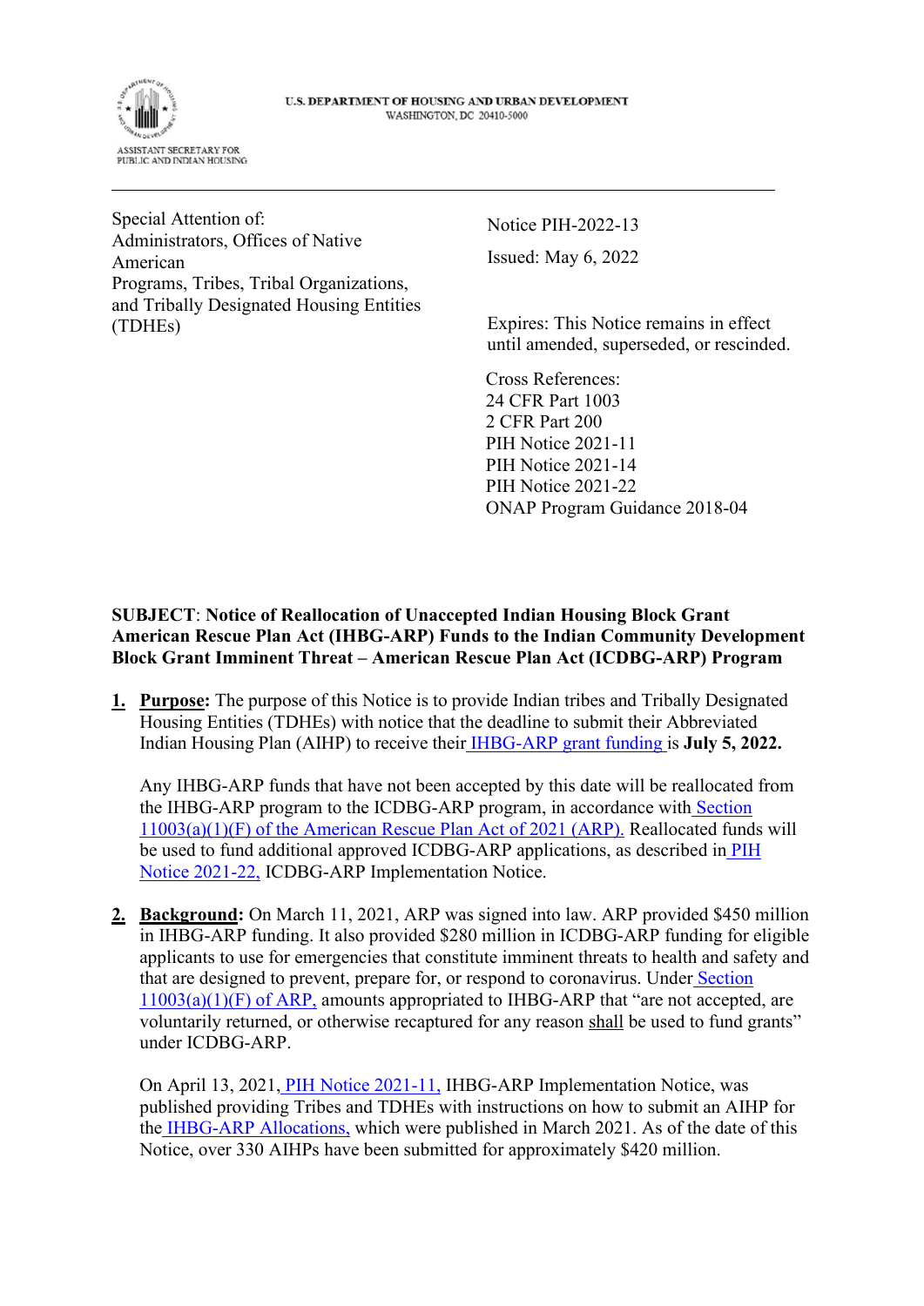U.S. DEPARTMENT OF HOUSING AND URBAN DEVELOPMENT
WASHINGTON, DC 20410-5000

ASSISTANT SECRETARY FOR PUBLIC AND INDIAN HOUSING

---

Special Attention of:
Administrators, Offices of Native American Programs, Tribes, Tribal Organizations, and Tribally Designated Housing Entities (TDHEs)

Notice PIH-2022-13

Issued: May 6, 2022

Expires: This Notice remains in effect until amended, superseded, or rescinded.

Cross References:
24 CFR Part 1003
2 CFR Part 200
PIH Notice 2021-11
PIH Notice 2021-14
PIH Notice 2021-22
ONAP Program Guidance 2018-04

**SUBJECT**: **Notice of Reallocation of Unaccepted Indian Housing Block Grant American Rescue Plan Act (IHBG-ARP) Funds to the Indian Community Development Block Grant Imminent Threat – American Rescue Plan Act (ICDBG-ARP) Program**

1. **Purpose:** The purpose of this Notice is to provide Indian tribes and Tribally Designated Housing Entities (TDHEs) with notice that the deadline to submit their Abbreviated Indian Housing Plan (AIHP) to receive their IHBG-ARP grant funding is **July 5, 2022.**

   Any IHBG-ARP funds that have not been accepted by this date will be reallocated from the IHBG-ARP program to the ICDBG-ARP program, in accordance with Section 11003(a)(1)(F) of the American Rescue Plan Act of 2021 (ARP). Reallocated funds will be used to fund additional approved ICDBG-ARP applications, as described in PIH Notice 2021-22, ICDBG-ARP Implementation Notice.

2. **Background:** On March 11, 2021, ARP was signed into law. ARP provided $450 million in IHBG-ARP funding. It also provided $280 million in ICDBG-ARP funding for eligible applicants to use for emergencies that constitute imminent threats to health and safety and that are designed to prevent, prepare for, or respond to coronavirus. Under Section 11003(a)(1)(F) of ARP, amounts appropriated to IHBG-ARP that "are not accepted, are voluntarily returned, or otherwise recaptured for any reason shall be used to fund grants" under ICDBG-ARP.

   On April 13, 2021, PIH Notice 2021-11, IHBG-ARP Implementation Notice, was published providing Tribes and TDHEs with instructions on how to submit an AIHP for the IHBG-ARP Allocations, which were published in March 2021. As of the date of this Notice, over 330 AIHPs have been submitted for approximately $420 million.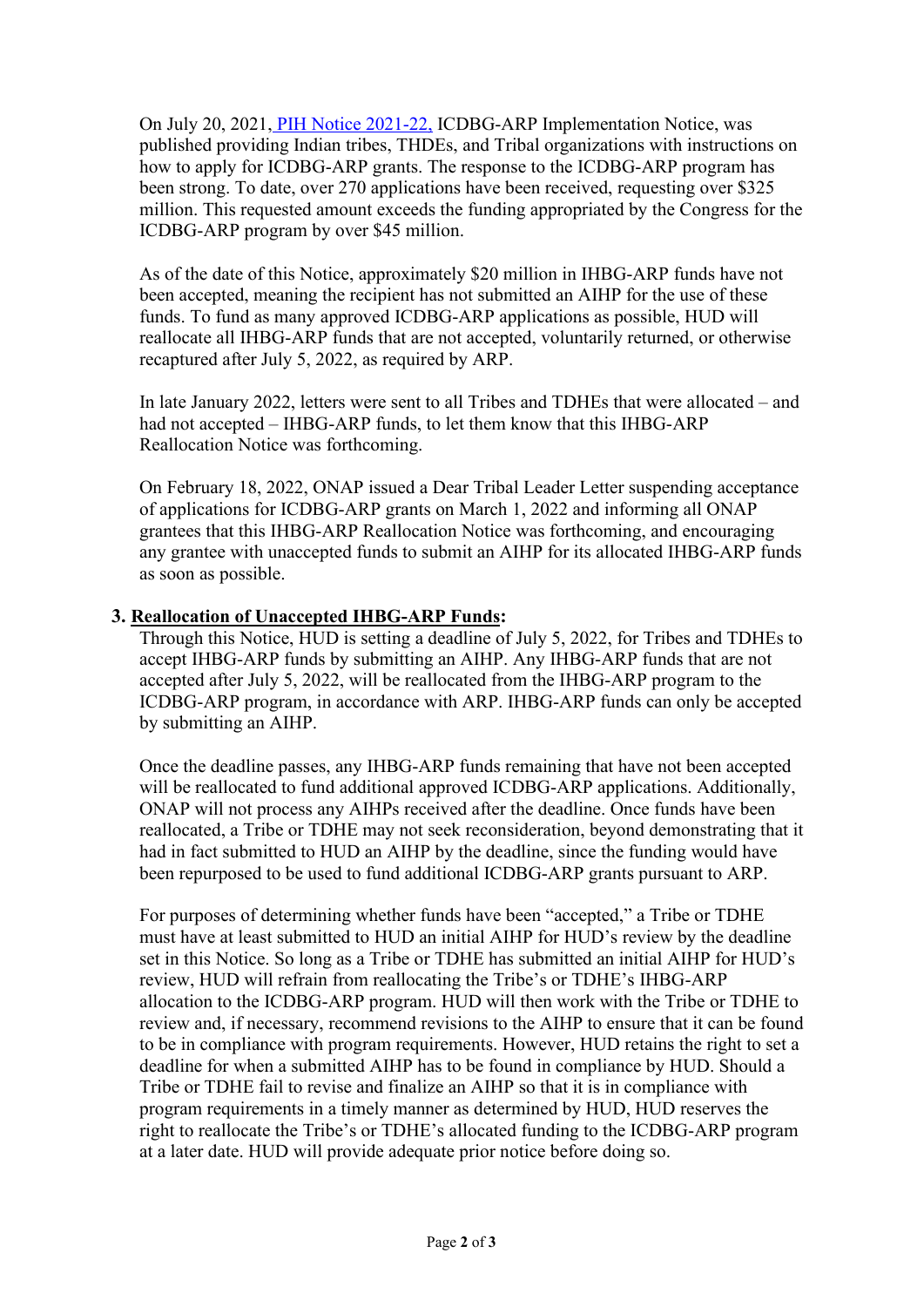On July 20, 2021, PIH Notice 2021-22, ICDBG-ARP Implementation Notice, was published providing Indian tribes, THDEs, and Tribal organizations with instructions on how to apply for ICDBG-ARP grants. The response to the ICDBG-ARP program has been strong. To date, over 270 applications have been received, requesting over $325 million. This requested amount exceeds the funding appropriated by the Congress for the ICDBG-ARP program by over $45 million.

As of the date of this Notice, approximately $20 million in IHBG-ARP funds have not been accepted, meaning the recipient has not submitted an AIHP for the use of these funds. To fund as many approved ICDBG-ARP applications as possible, HUD will reallocate all IHBG-ARP funds that are not accepted, voluntarily returned, or otherwise recaptured after July 5, 2022, as required by ARP.

In late January 2022, letters were sent to all Tribes and TDHEs that were allocated – and had not accepted – IHBG-ARP funds, to let them know that this IHBG-ARP Reallocation Notice was forthcoming.

On February 18, 2022, ONAP issued a Dear Tribal Leader Letter suspending acceptance of applications for ICDBG-ARP grants on March 1, 2022 and informing all ONAP grantees that this IHBG-ARP Reallocation Notice was forthcoming, and encouraging any grantee with unaccepted funds to submit an AIHP for its allocated IHBG-ARP funds as soon as possible.

**3. Reallocation of Unaccepted IHBG-ARP Funds:**

Through this Notice, HUD is setting a deadline of July 5, 2022, for Tribes and TDHEs to accept IHBG-ARP funds by submitting an AIHP. Any IHBG-ARP funds that are not accepted after July 5, 2022, will be reallocated from the IHBG-ARP program to the ICDBG-ARP program, in accordance with ARP. IHBG-ARP funds can only be accepted by submitting an AIHP.

Once the deadline passes, any IHBG-ARP funds remaining that have not been accepted will be reallocated to fund additional approved ICDBG-ARP applications. Additionally, ONAP will not process any AIHPs received after the deadline. Once funds have been reallocated, a Tribe or TDHE may not seek reconsideration, beyond demonstrating that it had in fact submitted to HUD an AIHP by the deadline, since the funding would have been repurposed to be used to fund additional ICDBG-ARP grants pursuant to ARP.

For purposes of determining whether funds have been "accepted," a Tribe or TDHE must have at least submitted to HUD an initial AIHP for HUD's review by the deadline set in this Notice. So long as a Tribe or TDHE has submitted an initial AIHP for HUD's review, HUD will refrain from reallocating the Tribe's or TDHE's IHBG-ARP allocation to the ICDBG-ARP program. HUD will then work with the Tribe or TDHE to review and, if necessary, recommend revisions to the AIHP to ensure that it can be found to be in compliance with program requirements. However, HUD retains the right to set a deadline for when a submitted AIHP has to be found in compliance by HUD. Should a Tribe or TDHE fail to revise and finalize an AIHP so that it is in compliance with program requirements in a timely manner as determined by HUD, HUD reserves the right to reallocate the Tribe's or TDHE's allocated funding to the ICDBG-ARP program at a later date. HUD will provide adequate prior notice before doing so.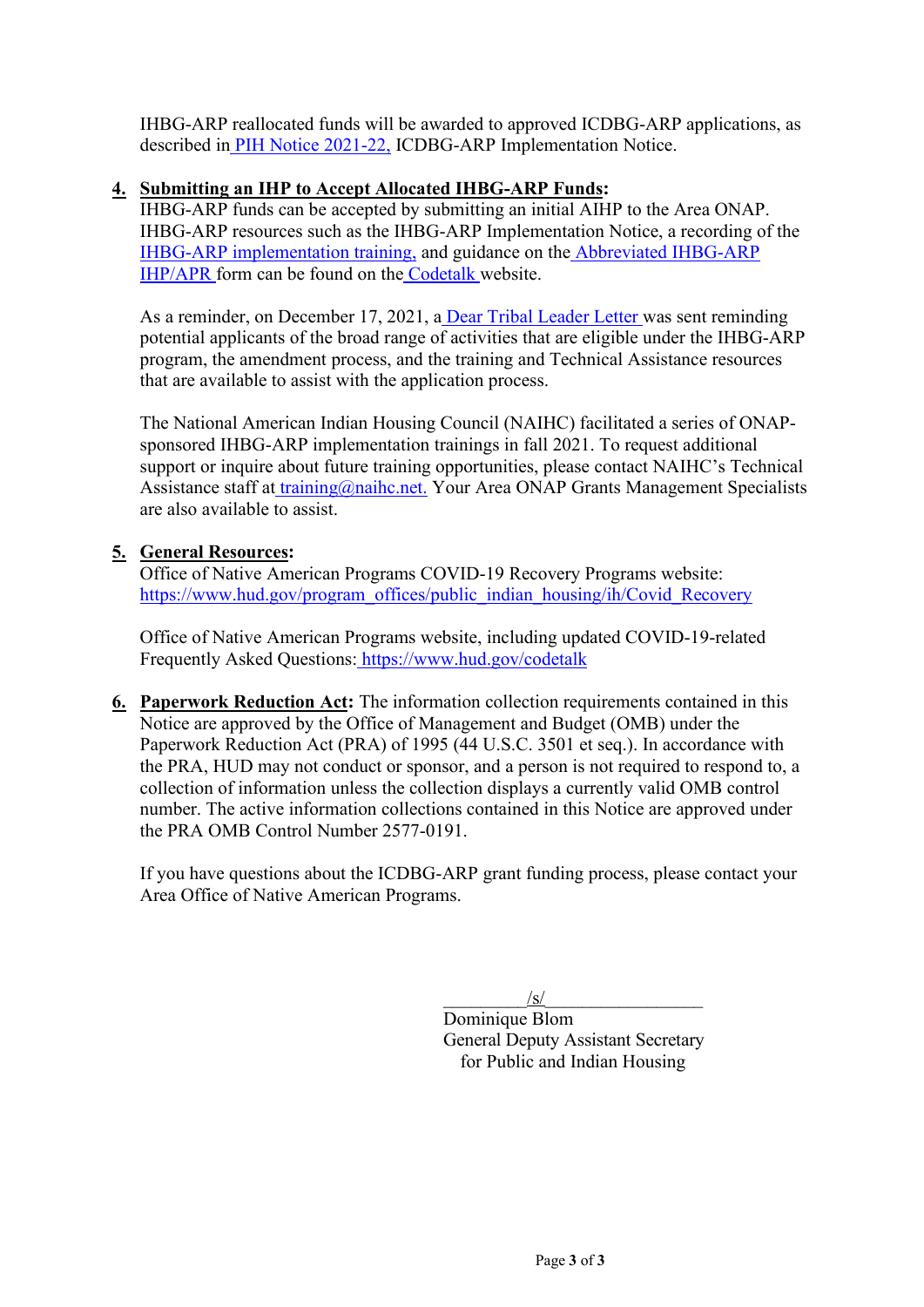IHBG-ARP reallocated funds will be awarded to approved ICDBG-ARP applications, as described in PIH Notice 2021-22, ICDBG-ARP Implementation Notice.

4. **Submitting an IHP to Accept Allocated IHBG-ARP Funds:**
   IHBG-ARP funds can be accepted by submitting an initial AIHP to the Area ONAP. IHBG-ARP resources such as the IHBG-ARP Implementation Notice, a recording of the IHBG-ARP implementation training, and guidance on the Abbreviated IHBG-ARP IHP/APR form can be found on the Codetalk website.

   As a reminder, on December 17, 2021, a Dear Tribal Leader Letter was sent reminding potential applicants of the broad range of activities that are eligible under the IHBG-ARP program, the amendment process, and the training and Technical Assistance resources that are available to assist with the application process.

   The National American Indian Housing Council (NAIHC) facilitated a series of ONAP-sponsored IHBG-ARP implementation trainings in fall 2021. To request additional support or inquire about future training opportunities, please contact NAIHC's Technical Assistance staff at training@naihc.net. Your Area ONAP Grants Management Specialists are also available to assist.

5. **General Resources:**
   Office of Native American Programs COVID-19 Recovery Programs website: https://www.hud.gov/program_offices/public_indian_housing/ih/Covid_Recovery

   Office of Native American Programs website, including updated COVID-19-related Frequently Asked Questions: https://www.hud.gov/codetalk

6. **Paperwork Reduction Act:** The information collection requirements contained in this Notice are approved by the Office of Management and Budget (OMB) under the Paperwork Reduction Act (PRA) of 1995 (44 U.S.C. 3501 et seq.). In accordance with the PRA, HUD may not conduct or sponsor, and a person is not required to respond to, a collection of information unless the collection displays a currently valid OMB control number. The active information collections contained in this Notice are approved under the PRA OMB Control Number 2577-0191.

   If you have questions about the ICDBG-ARP grant funding process, please contact your Area Office of Native American Programs.

/s/
Dominique Blom
General Deputy Assistant Secretary
for Public and Indian Housing